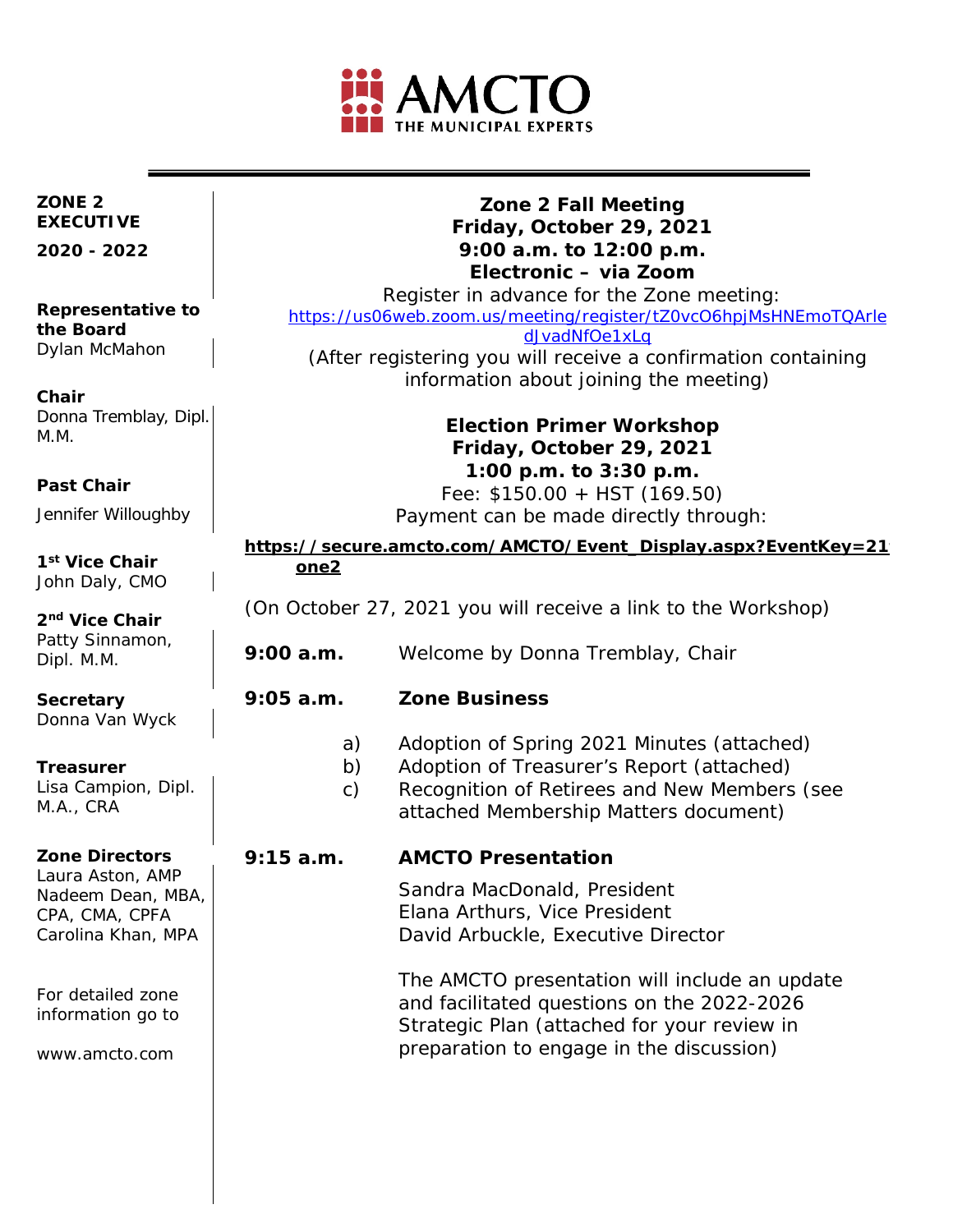AMCTO THE MUNICIPAL EXPERTS

**ZONE 2 EXECUTIVE**

**2020 - 2022**

**Representative to the Board**
Dylan McMahon

**Chair**
Donna Tremblay, Dipl. M.M.

**Past Chair**
Jennifer Willoughby

**1st Vice Chair**
John Daly, CMO

**2nd Vice Chair**
Patty Sinnamon, Dipl. M.M.

**Secretary**
Donna Van Wyck

**Treasurer**
Lisa Campion, Dipl. M.A., CRA

**Zone Directors**
Laura Aston, AMP
Nadeem Dean, MBA, CPA, CMA, CPFA
Carolina Khan, MPA

For detailed zone information go to

www.amcto.com

**Zone 2 Fall Meeting**
**Friday, October 29, 2021**
**9:00 a.m. to 12:00 p.m.**
**Electronic – via Zoom**

Register in advance for the Zone meeting:
https://us06web.zoom.us/meeting/register/tZ0vcO6hpjMsHNEmoTQArledJvadNfOe1xLq
(After registering you will receive a confirmation containing information about joining the meeting)

**Election Primer Workshop**
**Friday, October 29, 2021**
**1:00 p.m. to 3:30 p.m.**
Fee: $150.00 + HST (169.50)
Payment can be made directly through:

**https://secure.amcto.com/AMCTO/Event_Display.aspx?EventKey=21one2**

(On October 27, 2021 you will receive a link to the Workshop)

**9:00 a.m.** Welcome by Donna Tremblay, Chair

**9:05 a.m.** **Zone Business**

a) Adoption of Spring 2021 Minutes (attached)
b) Adoption of Treasurer's Report (attached)
c) Recognition of Retirees and New Members (see attached Membership Matters document)

**9:15 a.m.** **AMCTO Presentation**

Sandra MacDonald, President
Elana Arthurs, Vice President
David Arbuckle, Executive Director

The AMCTO presentation will include an update and facilitated questions on the 2022-2026 Strategic Plan (attached for your review in preparation to engage in the discussion)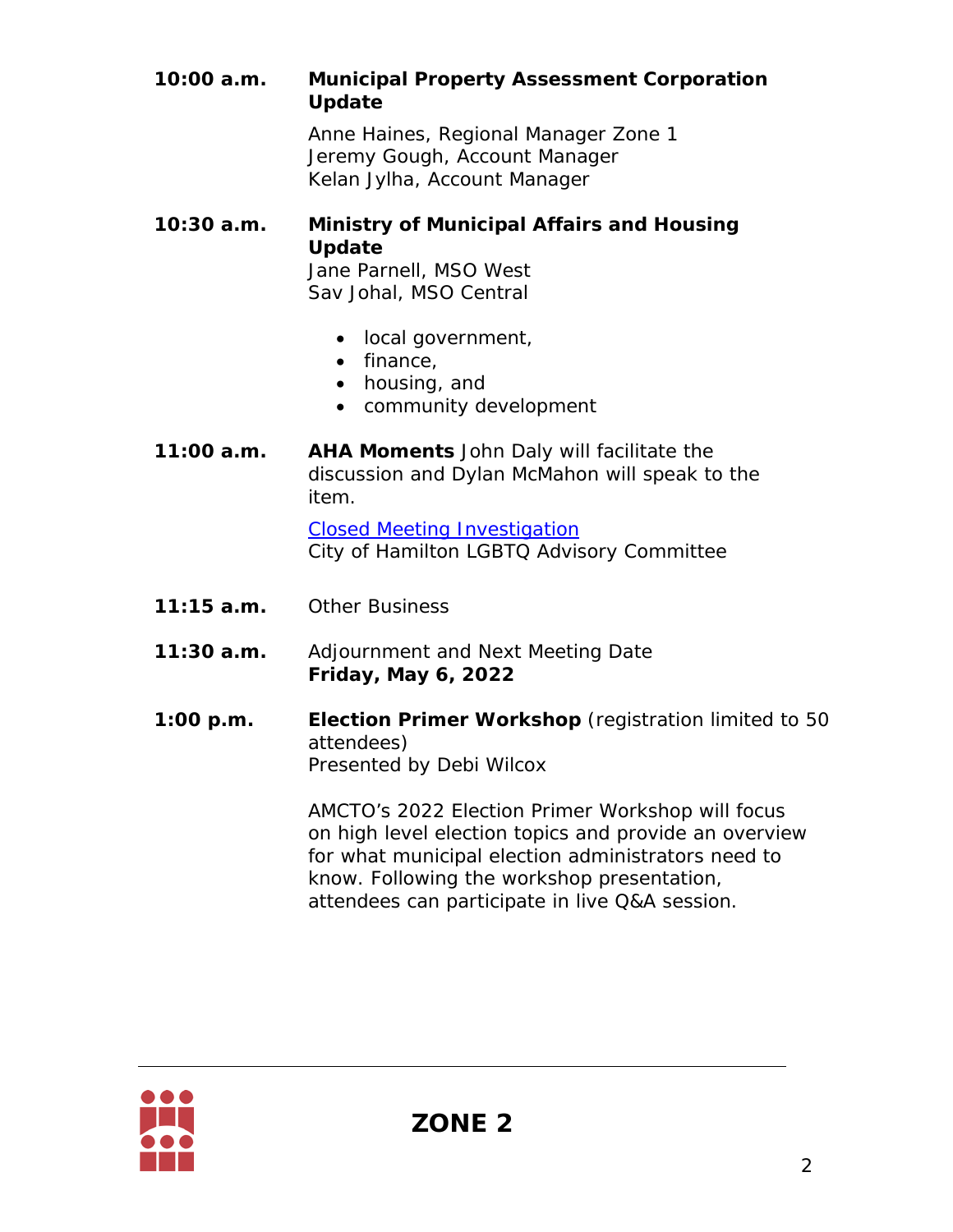**10:00 a.m.** **Municipal Property Assessment Corporation Update**

Anne Haines, Regional Manager Zone 1
Jeremy Gough, Account Manager
Kelan Jylha, Account Manager

**10:30 a.m.** **Ministry of Municipal Affairs and Housing Update**
Jane Parnell, MSO West
Sav Johal, MSO Central

- local government,
- finance,
- housing, and
- community development

**11:00 a.m.** **AHA Moments** John Daly will facilitate the discussion and Dylan McMahon will speak to the item.

[Closed Meeting Investigation](#)
City of Hamilton LGBTQ Advisory Committee

**11:15 a.m.** Other Business

**11:30 a.m.** Adjournment and Next Meeting Date
**Friday, May 6, 2022**

**1:00 p.m.** **Election Primer Workshop** (registration limited to 50 attendees)
Presented by Debi Wilcox

AMCTO's 2022 Election Primer Workshop will focus on high level election topics and provide an overview for what municipal election administrators need to know. Following the workshop presentation, attendees can participate in live Q&A session.

**ZONE 2**